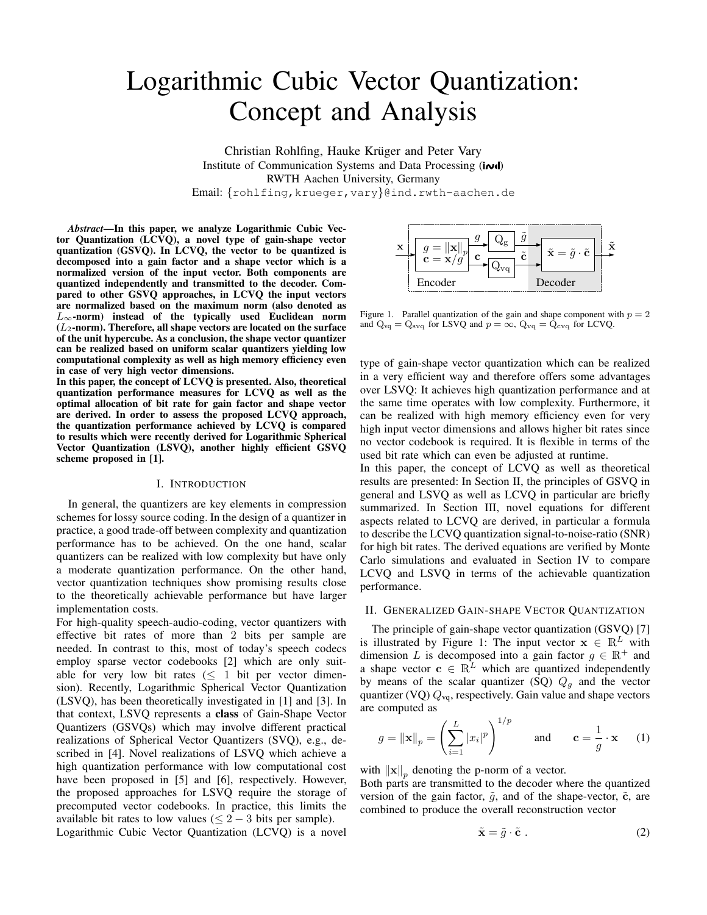# Logarithmic Cubic Vector Quantization: Concept and Analysis

Christian Rohlfing, Hauke Krüger and Peter Vary
Institute of Communication Systems and Data Processing (ind)
RWTH Aachen University, Germany
Email: {rohlfing,krueger,vary}@ind.rwth-aachen.de

***Abstract*—In this paper, we analyze Logarithmic Cubic Vector Quantization (LCVQ), a novel type of gain-shape vector quantization (GSVQ). In LCVQ, the vector to be quantized is decomposed into a gain factor and a shape vector which is a normalized version of the input vector. Both components are quantized independently and transmitted to the decoder. Compared to other GSVQ approaches, in LCVQ the input vectors are normalized based on the maximum norm (also denoted as $L_\infty$-norm) instead of the typically used Euclidean norm ($L_2$-norm). Therefore, all shape vectors are located on the surface of the unit hypercube. As a conclusion, the shape vector quantizer can be realized based on uniform scalar quantizers yielding low computational complexity as well as high memory efficiency even in case of very high vector dimensions.**

**In this paper, the concept of LCVQ is presented. Also, theoretical quantization performance measures for LCVQ as well as the optimal allocation of bit rate for gain factor and shape vector are derived. In order to assess the proposed LCVQ approach, the quantization performance achieved by LCVQ is compared to results which were recently derived for Logarithmic Spherical Vector Quantization (LSVQ), another highly efficient GSVQ scheme proposed in [1].**

## I. Introduction

In general, the quantizers are key elements in compression schemes for lossy source coding. In the design of a quantizer in practice, a good trade-off between complexity and quantization performance has to be achieved. On the one hand, scalar quantizers can be realized with low complexity but have only a moderate quantization performance. On the other hand, vector quantization techniques show promising results close to the theoretically achievable performance but have larger implementation costs.

For high-quality speech-audio-coding, vector quantizers with effective bit rates of more than 2 bits per sample are needed. In contrast to this, most of today's speech codecs employ sparse vector codebooks [2] which are only suitable for very low bit rates ($\leq$ 1 bit per vector dimension). Recently, Logarithmic Spherical Vector Quantization (LSVQ), has been theoretically investigated in [1] and [3]. In that context, LSVQ represents a **class** of Gain-Shape Vector Quantizers (GSVQs) which may involve different practical realizations of Spherical Vector Quantizers (SVQ), e.g., described in [4]. Novel realizations of LSVQ which achieve a high quantization performance with low computational cost have been proposed in [5] and [6], respectively. However, the proposed approaches for LSVQ require the storage of precomputed vector codebooks. In practice, this limits the available bit rates to low values ($\leq 2-3$ bits per sample).

Logarithmic Cubic Vector Quantization (LCVQ) is a novel type of gain-shape vector quantization which can be realized in a very efficient way and therefore offers some advantages over LSVQ: It achieves high quantization performance and at the same time operates with low complexity. Furthermore, it can be realized with high memory efficiency even for very high input vector dimensions and allows higher bit rates since no vector codebook is required. It is flexible in terms of the used bit rate which can even be adjusted at runtime.

In this paper, the concept of LCVQ as well as theoretical results are presented: In Section II, the principles of GSVQ in general and LSVQ as well as LCVQ in particular are briefly summarized. In Section III, novel equations for different aspects related to LCVQ are derived, in particular a formula to describe the LCVQ quantization signal-to-noise-ratio (SNR) for high bit rates. The derived equations are verified by Monte Carlo simulations and evaluated in Section IV to compare LCVQ and LSVQ in terms of the achievable quantization performance.

Figure 1. Parallel quantization of the gain and shape component with $p=2$ and $Q_{\mathrm{vq}} = Q_{\mathrm{svq}}$ for LSVQ and $p=\infty$, $Q_{\mathrm{vq}} = Q_{\mathrm{cvq}}$ for LCVQ.

## II. Generalized Gain-shape Vector Quantization

The principle of gain-shape vector quantization (GSVQ) [7] is illustrated by Figure 1: The input vector $\mathbf{x} \in \mathbb{R}^L$ with dimension $L$ is decomposed into a gain factor $g \in \mathbb{R}^+$ and a shape vector $\mathbf{c} \in \mathbb{R}^L$ which are quantized independently by means of the scalar quantizer (SQ) $Q_g$ and the vector quantizer (VQ) $Q_{\mathrm{vq}}$, respectively. Gain value and shape vectors are computed as

$$g = \|\mathbf{x}\|_p = \left(\sum_{i=1}^{L} |x_i|^p\right)^{1/p} \qquad \text{and} \qquad \mathbf{c} = \frac{1}{g}\cdot\mathbf{x} \qquad (1)$$

with $\|\mathbf{x}\|_p$ denoting the p-norm of a vector.

Both parts are transmitted to the decoder where the quantized version of the gain factor, $\tilde{g}$, and of the shape-vector, $\tilde{\mathbf{c}}$, are combined to produce the overall reconstruction vector

$$\tilde{\mathbf{x}} = \tilde{g}\cdot\tilde{\mathbf{c}}\,. \qquad (2)$$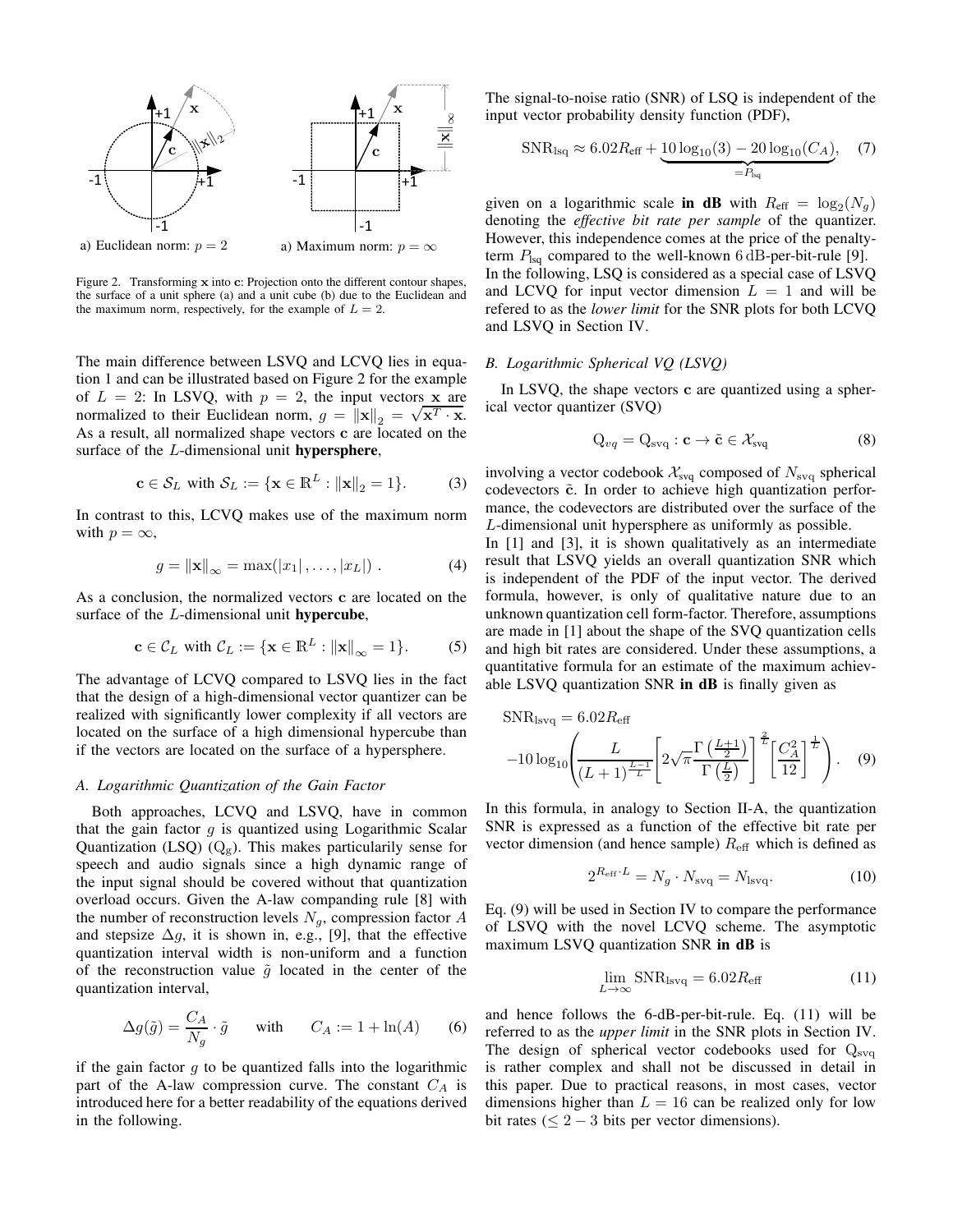Figure 2. Transforming $\mathbf{x}$ into $\mathbf{c}$: Projection onto the different contour shapes, the surface of a unit sphere (a) and a unit cube (b) due to the Euclidean and the maximum norm, respectively, for the example of $L = 2$.

The main difference between LSVQ and LCVQ lies in equation 1 and can be illustrated based on Figure 2 for the example of $L = 2$: In LSVQ, with $p = 2$, the input vectors $\mathbf{x}$ are normalized to their Euclidean norm, $g = \|\mathbf{x}\|_2 = \sqrt{\mathbf{x}^T \cdot \mathbf{x}}$. As a result, all normalized shape vectors $\mathbf{c}$ are located on the surface of the $L$-dimensional unit **hypersphere**,

$$\mathbf{c} \in \mathcal{S}_L \text{ with } \mathcal{S}_L := \{\mathbf{x} \in \mathbb{R}^L : \|\mathbf{x}\|_2 = 1\}. \quad (3)$$

In contrast to this, LCVQ makes use of the maximum norm with $p = \infty$,

$$g = \|\mathbf{x}\|_\infty = \max(|x_1|, \ldots, |x_L|) \ . \quad (4)$$

As a conclusion, the normalized vectors $\mathbf{c}$ are located on the surface of the $L$-dimensional unit **hypercube**,

$$\mathbf{c} \in \mathcal{C}_L \text{ with } \mathcal{C}_L := \{\mathbf{x} \in \mathbb{R}^L : \|\mathbf{x}\|_\infty = 1\}. \quad (5)$$

The advantage of LCVQ compared to LSVQ lies in the fact that the design of a high-dimensional vector quantizer can be realized with significantly lower complexity if all vectors are located on the surface of a high dimensional hypercube than if the vectors are located on the surface of a hypersphere.

### A. Logarithmic Quantization of the Gain Factor

Both approaches, LCVQ and LSVQ, have in common that the gain factor $g$ is quantized using Logarithmic Scalar Quantization (LSQ) ($\text{Q}_\text{g}$). This makes particularly sense for speech and audio signals since a high dynamic range of the input signal should be covered without that quantization overload occurs. Given the A-law companding rule [8] with the number of reconstruction levels $N_g$, compression factor $A$ and stepsize $\Delta g$, it is shown in, e.g., [9], that the effective quantization interval width is non-uniform and a function of the reconstruction value $\tilde{g}$ located in the center of the quantization interval,

$$\Delta g(\tilde{g}) = \frac{C_A}{N_g} \cdot \tilde{g} \qquad \text{with} \qquad C_A := 1 + \ln(A) \quad (6)$$

if the gain factor $g$ to be quantized falls into the logarithmic part of the A-law compression curve. The constant $C_A$ is introduced here for a better readability of the equations derived in the following.

The signal-to-noise ratio (SNR) of LSQ is independent of the input vector probability density function (PDF),

$$\text{SNR}_\text{lsq} \approx 6.02 R_\text{eff} + \underbrace{10\log_{10}(3) - 20\log_{10}(C_A)}_{=P_\text{lsq}}, \quad (7)$$

given on a logarithmic scale **in dB** with $R_\text{eff} = \log_2(N_g)$ denoting the *effective bit rate per sample* of the quantizer. However, this independence comes at the price of the penalty-term $P_\text{lsq}$ compared to the well-known 6 dB-per-bit-rule [9]. In the following, LSQ is considered as a special case of LSVQ and LCVQ for input vector dimension $L = 1$ and will be refered to as the *lower limit* for the SNR plots for both LCVQ and LSVQ in Section IV.

### B. Logarithmic Spherical VQ (LSVQ)

In LSVQ, the shape vectors $\mathbf{c}$ are quantized using a spherical vector quantizer (SVQ)

$$\text{Q}_{vq} = \text{Q}_\text{svq} : \mathbf{c} \rightarrow \tilde{\mathbf{c}} \in \mathcal{X}_\text{svq} \quad (8)$$

involving a vector codebook $\mathcal{X}_\text{svq}$ composed of $N_\text{svq}$ spherical codevectors $\tilde{\mathbf{c}}$. In order to achieve high quantization performance, the codevectors are distributed over the surface of the $L$-dimensional unit hypersphere as uniformly as possible.
In [1] and [3], it is shown qualitatively as an intermediate result that LSVQ yields an overall quantization SNR which is independent of the PDF of the input vector. The derived formula, however, is only of qualitative nature due to an unknown quantization cell form-factor. Therefore, assumptions are made in [1] about the shape of the SVQ quantization cells and high bit rates are considered. Under these assumptions, a quantitative formula for an estimate of the maximum achievable LSVQ quantization SNR **in dB** is finally given as

$$\text{SNR}_\text{lsvq} = 6.02 R_\text{eff} \\ -10\log_{10}\left(\frac{L}{(L+1)^{\frac{L-1}{L}}}\left[2\sqrt{\pi}\frac{\Gamma\left(\frac{L+1}{2}\right)}{\Gamma\left(\frac{L}{2}\right)}\right]^{\frac{2}{L}}\left[\frac{C_A^2}{12}\right]^{\frac{1}{L}}\right). \quad (9)$$

In this formula, in analogy to Section II-A, the quantization SNR is expressed as a function of the effective bit rate per vector dimension (and hence sample) $R_\text{eff}$ which is defined as

$$2^{R_\text{eff} \cdot L} = N_g \cdot N_\text{svq} = N_\text{lsvq}. \quad (10)$$

Eq. (9) will be used in Section IV to compare the performance of LSVQ with the novel LCVQ scheme. The asymptotic maximum LSVQ quantization SNR **in dB** is

$$\lim_{L \to \infty} \text{SNR}_\text{lsvq} = 6.02 R_\text{eff} \quad (11)$$

and hence follows the 6-dB-per-bit-rule. Eq. (11) will be referred to as the *upper limit* in the SNR plots in Section IV. The design of spherical vector codebooks used for $\text{Q}_\text{svq}$ is rather complex and shall not be discussed in detail in this paper. Due to practical reasons, in most cases, vector dimensions higher than $L = 16$ can be realized only for low bit rates ($\leq 2 - 3$ bits per vector dimensions).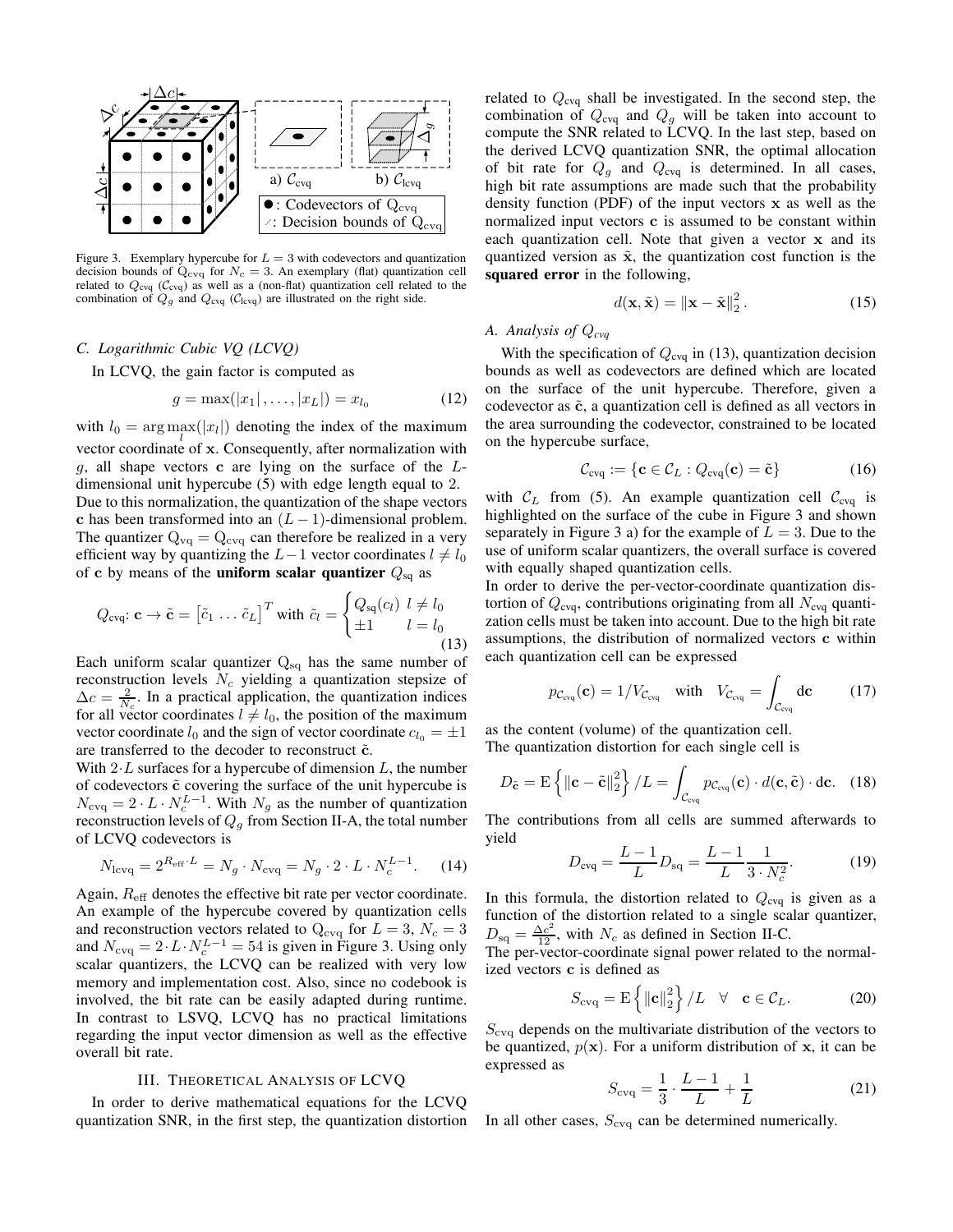Figure 3. Exemplary hypercube for $L = 3$ with codevectors and quantization decision bounds of $Q_{\text{cvq}}$ for $N_c = 3$. An exemplary (flat) quantization cell related to $Q_{\text{cvq}}$ ($\mathcal{C}_{\text{cvq}}$) as well as a (non-flat) quantization cell related to the combination of $Q_g$ and $Q_{\text{cvq}}$ ($\mathcal{C}_{\text{lcvq}}$) are illustrated on the right side.

### C. Logarithmic Cubic VQ (LCVQ)

In LCVQ, the gain factor is computed as

$$g = \max(|x_1|, \ldots, |x_L|) = x_{l_0} \tag{12}$$

with $l_0 = \arg\max_l(|x_l|)$ denoting the index of the maximum vector coordinate of $\mathbf{x}$. Consequently, after normalization with $g$, all shape vectors $\mathbf{c}$ are lying on the surface of the $L$-dimensional unit hypercube (5) with edge length equal to 2. Due to this normalization, the quantization of the shape vectors $\mathbf{c}$ has been transformed into an $(L-1)$-dimensional problem. The quantizer $Q_{\text{vq}} = Q_{\text{cvq}}$ can therefore be realized in a very efficient way by quantizing the $L-1$ vector coordinates $l \neq l_0$ of $\mathbf{c}$ by means of the **uniform scalar quantizer** $Q_{\text{sq}}$ as

$$Q_{\text{cvq}}\colon \mathbf{c} \to \tilde{\mathbf{c}} = \begin{bmatrix}\tilde{c}_1 \ldots \tilde{c}_L\end{bmatrix}^T \text{ with } \tilde{c}_l = \begin{cases} Q_{\text{sq}}(c_l) & l \neq l_0 \\ \pm 1 & l = l_0 \end{cases} \tag{13}$$

Each uniform scalar quantizer $Q_{\text{sq}}$ has the same number of reconstruction levels $N_c$ yielding a quantization stepsize of $\Delta c = \frac{2}{N_c}$. In a practical application, the quantization indices for all vector coordinates $l \neq l_0$, the position of the maximum vector coordinate $l_0$ and the sign of vector coordinate $c_{l_0} = \pm 1$ are transferred to the decoder to reconstruct $\tilde{\mathbf{c}}$.

With $2 \cdot L$ surfaces for a hypercube of dimension $L$, the number of codevectors $\tilde{\mathbf{c}}$ covering the surface of the unit hypercube is $N_{\text{cvq}} = 2 \cdot L \cdot N_c^{L-1}$. With $N_g$ as the number of quantization reconstruction levels of $Q_g$ from Section II-A, the total number of LCVQ codevectors is

$$N_{\text{lcvq}} = 2^{R_{\text{eff}} \cdot L} = N_g \cdot N_{\text{cvq}} = N_g \cdot 2 \cdot L \cdot N_c^{L-1}. \tag{14}$$

Again, $R_{\text{eff}}$ denotes the effective bit rate per vector coordinate. An example of the hypercube covered by quantization cells and reconstruction vectors related to $Q_{\text{cvq}}$ for $L = 3$, $N_c = 3$ and $N_{\text{cvq}} = 2 \cdot L \cdot N_c^{L-1} = 54$ is given in Figure 3. Using only scalar quantizers, the LCVQ can be realized with very low memory and implementation cost. Also, since no codebook is involved, the bit rate can be easily adapted during runtime. In contrast to LSVQ, LCVQ has no practical limitations regarding the input vector dimension as well as the effective overall bit rate.

## III. Theoretical Analysis of LCVQ

In order to derive mathematical equations for the LCVQ quantization SNR, in the first step, the quantization distortion related to $Q_{\text{cvq}}$ shall be investigated. In the second step, the combination of $Q_{\text{cvq}}$ and $Q_g$ will be taken into account to compute the SNR related to LCVQ. In the last step, based on the derived LCVQ quantization SNR, the optimal allocation of bit rate for $Q_g$ and $Q_{\text{cvq}}$ is determined. In all cases, high bit rate assumptions are made such that the probability density function (PDF) of the input vectors $\mathbf{x}$ as well as the normalized input vectors $\mathbf{c}$ is assumed to be constant within each quantization cell. Note that given a vector $\mathbf{x}$ and its quantized version as $\tilde{\mathbf{x}}$, the quantization cost function is the **squared error** in the following,

$$d(\mathbf{x}, \tilde{\mathbf{x}}) = \|\mathbf{x} - \tilde{\mathbf{x}}\|_2^2 . \tag{15}$$

### A. Analysis of $Q_{cvq}$

With the specification of $Q_{\text{cvq}}$ in (13), quantization decision bounds as well as codevectors are defined which are located on the surface of the unit hypercube. Therefore, given a codevector as $\tilde{\mathbf{c}}$, a quantization cell is defined as all vectors in the area surrounding the codevector, constrained to be located on the hypercube surface,

$$\mathcal{C}_{\text{cvq}} := \{\mathbf{c} \in \mathcal{C}_L : Q_{\text{cvq}}(\mathbf{c}) = \tilde{\mathbf{c}}\} \tag{16}$$

with $\mathcal{C}_L$ from (5). An example quantization cell $\mathcal{C}_{\text{cvq}}$ is highlighted on the surface of the cube in Figure 3 and shown separately in Figure 3 a) for the example of $L = 3$. Due to the use of uniform scalar quantizers, the overall surface is covered with equally shaped quantization cells.

In order to derive the per-vector-coordinate quantization distortion of $Q_{\text{cvq}}$, contributions originating from all $N_{\text{cvq}}$ quantization cells must be taken into account. Due to the high bit rate assumptions, the distribution of normalized vectors $\mathbf{c}$ within each quantization cell can be expressed

$$p_{\mathcal{C}_{\text{cvq}}}(\mathbf{c}) = 1/V_{\mathcal{C}_{\text{cvq}}} \quad \text{with} \quad V_{\mathcal{C}_{\text{cvq}}} = \int_{\mathcal{C}_{\text{cvq}}} \mathrm{d}\mathbf{c} \tag{17}$$

as the content (volume) of the quantization cell.

The quantization distortion for each single cell is

$$D_{\tilde{\mathbf{c}}} = \mathrm{E}\left\{\|\mathbf{c} - \tilde{\mathbf{c}}\|_2^2\right\}/L = \int_{\mathcal{C}_{\text{cvq}}} p_{\mathcal{C}_{\text{cvq}}}(\mathbf{c}) \cdot d(\mathbf{c}, \tilde{\mathbf{c}}) \cdot \mathrm{d}\mathbf{c}. \tag{18}$$

The contributions from all cells are summed afterwards to yield

$$D_{\text{cvq}} = \frac{L-1}{L} D_{\text{sq}} = \frac{L-1}{L} \frac{1}{3 \cdot N_c^2}. \tag{19}$$

In this formula, the distortion related to $Q_{\text{cvq}}$ is given as a function of the distortion related to a single scalar quantizer, $D_{\text{sq}} = \frac{\Delta c^2}{12}$, with $N_c$ as defined in Section II-C.

The per-vector-coordinate signal power related to the normalized vectors $\mathbf{c}$ is defined as

$$S_{\text{cvq}} = \mathrm{E}\left\{\|\mathbf{c}\|_2^2\right\}/L \quad \forall \quad \mathbf{c} \in \mathcal{C}_L. \tag{20}$$

$S_{\text{cvq}}$ depends on the multivariate distribution of the vectors to be quantized, $p(\mathbf{x})$. For a uniform distribution of $\mathbf{x}$, it can be expressed as

$$S_{\text{cvq}} = \frac{1}{3} \cdot \frac{L-1}{L} + \frac{1}{L} \tag{21}$$

In all other cases, $S_{\text{cvq}}$ can be determined numerically.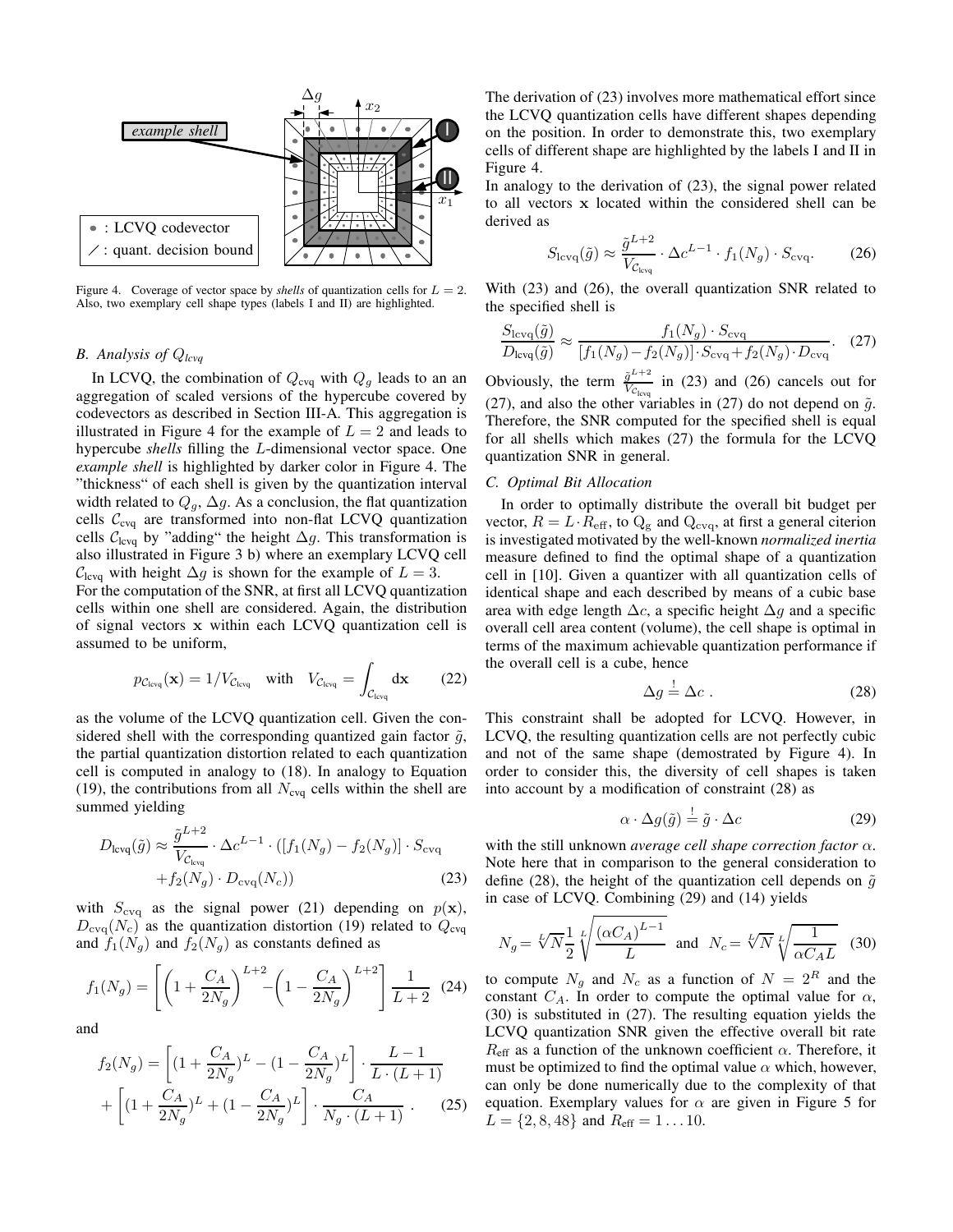Figure 4. Coverage of vector space by *shells* of quantization cells for $L = 2$. Also, two exemplary cell shape types (labels I and II) are highlighted.

### B. Analysis of $Q_{lcvq}$

In LCVQ, the combination of $Q_{\mathrm{cvq}}$ with $Q_g$ leads to an an aggregation of scaled versions of the hypercube covered by codevectors as described in Section III-A. This aggregation is illustrated in Figure 4 for the example of $L = 2$ and leads to hypercube *shells* filling the $L$-dimensional vector space. One *example shell* is highlighted by darker color in Figure 4. The "thickness" of each shell is given by the quantization interval width related to $Q_g$, $\Delta g$. As a conclusion, the flat quantization cells $\mathcal{C}_{\mathrm{cvq}}$ are transformed into non-flat LCVQ quantization cells $\mathcal{C}_{\mathrm{lcvq}}$ by "adding" the height $\Delta g$. This transformation is also illustrated in Figure 3 b) where an exemplary LCVQ cell $\mathcal{C}_{\mathrm{lcvq}}$ with height $\Delta g$ is shown for the example of $L = 3$.

For the computation of the SNR, at first all LCVQ quantization cells within one shell are considered. Again, the distribution of signal vectors $\mathbf{x}$ within each LCVQ quantization cell is assumed to be uniform,

$$p_{\mathcal{C}_{\mathrm{lcvq}}}(\mathbf{x}) = 1/V_{\mathcal{C}_{\mathrm{lcvq}}} \quad \text{with} \quad V_{\mathcal{C}_{\mathrm{lcvq}}} = \int_{\mathcal{C}_{\mathrm{lcvq}}} \mathrm{d}\mathbf{x} \tag{22}$$

as the volume of the LCVQ quantization cell. Given the considered shell with the corresponding quantized gain factor $\tilde{g}$, the partial quantization distortion related to each quantization cell is computed in analogy to (18). In analogy to Equation (19), the contributions from all $N_{\mathrm{cvq}}$ cells within the shell are summed yielding

$$D_{\mathrm{lcvq}}(\tilde{g}) \approx \frac{\tilde{g}^{L+2}}{V_{\mathcal{C}_{\mathrm{lcvq}}}} \cdot \Delta c^{L-1} \cdot ([f_1(N_g) - f_2(N_g)] \cdot S_{\mathrm{cvq}} + f_2(N_g) \cdot D_{\mathrm{cvq}}(N_c)) \tag{23}$$

with $S_{\mathrm{cvq}}$ as the signal power (21) depending on $p(\mathbf{x})$, $D_{\mathrm{cvq}}(N_c)$ as the quantization distortion (19) related to $Q_{\mathrm{cvq}}$ and $f_1(N_g)$ and $f_2(N_g)$ as constants defined as

$$f_1(N_g) = \left[ \left(1 + \frac{C_A}{2N_g}\right)^{L+2} - \left(1 - \frac{C_A}{2N_g}\right)^{L+2} \right] \frac{1}{L+2} \tag{24}$$

and

$$f_2(N_g) = \left[ (1 + \frac{C_A}{2N_g})^L - (1 - \frac{C_A}{2N_g})^L \right] \cdot \frac{L-1}{L \cdot (L+1)} + \left[ (1 + \frac{C_A}{2N_g})^L + (1 - \frac{C_A}{2N_g})^L \right] \cdot \frac{C_A}{N_g \cdot (L+1)} . \tag{25}$$

The derivation of (23) involves more mathematical effort since the LCVQ quantization cells have different shapes depending on the position. In order to demonstrate this, two exemplary cells of different shape are highlighted by the labels I and II in Figure 4.

In analogy to the derivation of (23), the signal power related to all vectors $\mathbf{x}$ located within the considered shell can be derived as

$$S_{\mathrm{lcvq}}(\tilde{g}) \approx \frac{\tilde{g}^{L+2}}{V_{\mathcal{C}_{\mathrm{lcvq}}}} \cdot \Delta c^{L-1} \cdot f_1(N_g) \cdot S_{\mathrm{cvq}}. \tag{26}$$

With (23) and (26), the overall quantization SNR related to the specified shell is

$$\frac{S_{\mathrm{lcvq}}(\tilde{g})}{D_{\mathrm{lcvq}}(\tilde{g})} \approx \frac{f_1(N_g) \cdot S_{\mathrm{cvq}}}{[f_1(N_g) - f_2(N_g)] \cdot S_{\mathrm{cvq}} + f_2(N_g) \cdot D_{\mathrm{cvq}}}. \tag{27}$$

Obviously, the term $\frac{\tilde{g}^{L+2}}{V_{\mathcal{C}_{\mathrm{lcvq}}}}$ in (23) and (26) cancels out for (27), and also the other variables in (27) do not depend on $\tilde{g}$. Therefore, the SNR computed for the specified shell is equal for all shells which makes (27) the formula for the LCVQ quantization SNR in general.

### C. Optimal Bit Allocation

In order to optimally distribute the overall bit budget per vector, $R = L \cdot R_{\mathrm{eff}}$, to $\mathrm{Q_g}$ and $\mathrm{Q_{cvq}}$, at first a general citerion is investigated motivated by the well-known *normalized inertia* measure defined to find the optimal shape of a quantization cell in [10]. Given a quantizer with all quantization cells of identical shape and each described by means of a cubic base area with edge length $\Delta c$, a specific height $\Delta g$ and a specific overall cell area content (volume), the cell shape is optimal in terms of the maximum achievable quantization performance if the overall cell is a cube, hence

$$\Delta g \stackrel{!}{=} \Delta c \, . \tag{28}$$

This constraint shall be adopted for LCVQ. However, in LCVQ, the resulting quantization cells are not perfectly cubic and not of the same shape (demostrated by Figure 4). In order to consider this, the diversity of cell shapes is taken into account by a modification of constraint (28) as

$$\alpha \cdot \Delta g(\tilde{g}) \stackrel{!}{=} \tilde{g} \cdot \Delta c \tag{29}$$

with the still unknown *average cell shape correction factor* $\alpha$. Note here that in comparison to the general consideration to define (28), the height of the quantization cell depends on $\tilde{g}$ in case of LCVQ. Combining (29) and (14) yields

$$N_g = \sqrt[L]{N} \frac{1}{2} \sqrt[L]{\frac{(\alpha C_A)^{L-1}}{L}} \quad \text{and} \quad N_c = \sqrt[L]{N} \sqrt[L]{\frac{1}{\alpha C_A L}} \tag{30}$$

to compute $N_g$ and $N_c$ as a function of $N = 2^R$ and the constant $C_A$. In order to compute the optimal value for $\alpha$, (30) is substituted in (27). The resulting equation yields the LCVQ quantization SNR given the effective overall bit rate $R_{\mathrm{eff}}$ as a function of the unknown coefficient $\alpha$. Therefore, it must be optimized to find the optimal value $\alpha$ which, however, can only be done numerically due to the complexity of that equation. Exemplary values for $\alpha$ are given in Figure 5 for $L = \{2, 8, 48\}$ and $R_{\mathrm{eff}} = 1 \ldots 10$.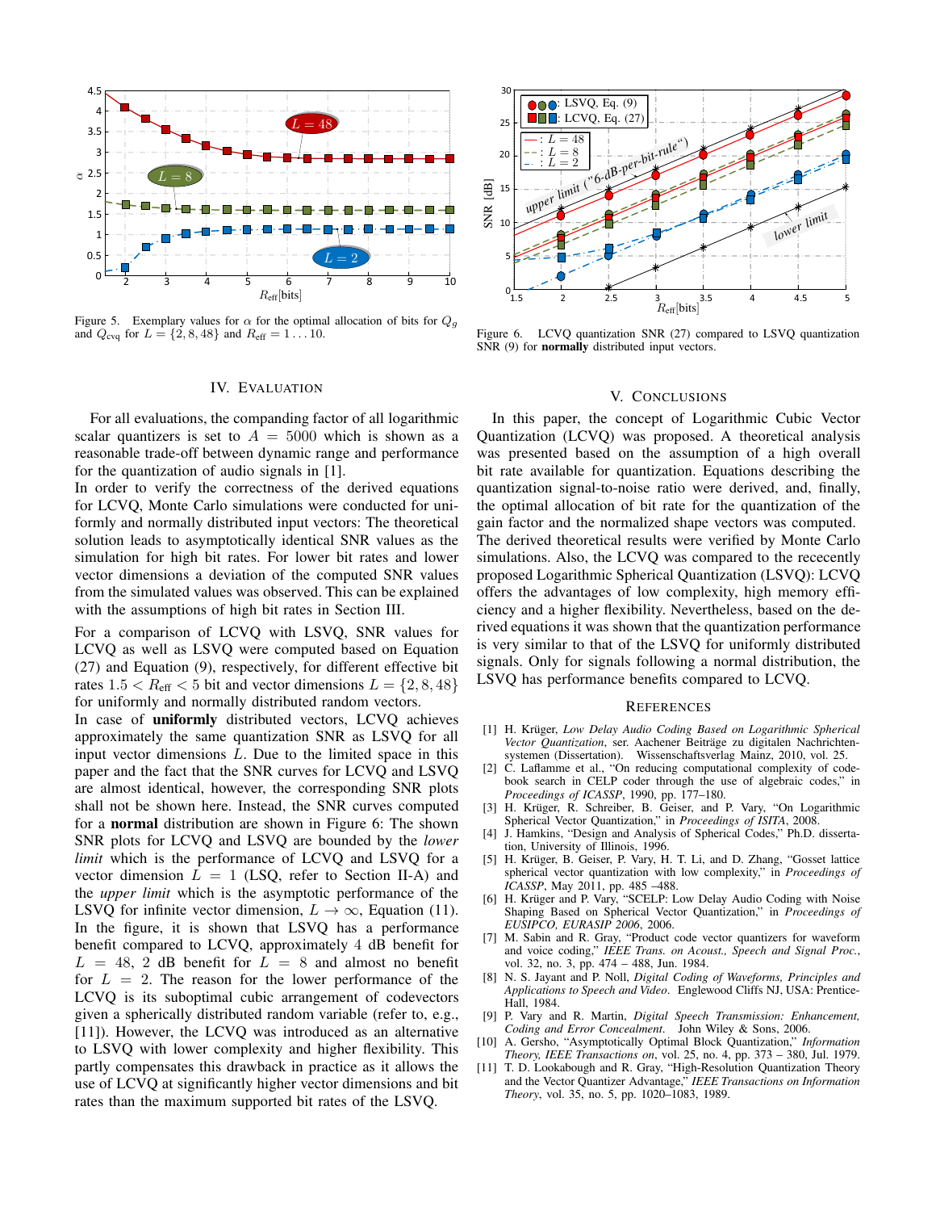4.5
4
3.5
3
α 2.5
2
1.5
1
0.5
0
2 3 4 5 6 7 8 9 10
$L = 48$
$L = 8$
$L = 2$
$R_{\text{eff}}$[bits]

Figure 5. Exemplary values for $\alpha$ for the optimal allocation of bits for $Q_g$ and $Q_{\text{cvq}}$ for $L = \{2, 8, 48\}$ and $R_{\text{eff}} = 1 \ldots 10$.

30
25
20
15
10
5
0
SNR [dB]
1.5 2 2.5 3 3.5 4 4.5 5
$R_{\text{eff}}$[bits]
: LSVQ, Eq. (9)
: LCVQ, Eq. (27)
— : $L = 48$
-- : $L = 8$
-. : $L = 2$
upper limit ("6-dB-per-bit-rule")
lower limit

Figure 6. LCVQ quantization SNR (27) compared to LSVQ quantization SNR (9) for **normally** distributed input vectors.

## IV. Evaluation

For all evaluations, the companding factor of all logarithmic scalar quantizers is set to $A = 5000$ which is shown as a reasonable trade-off between dynamic range and performance for the quantization of audio signals in [1].

In order to verify the correctness of the derived equations for LCVQ, Monte Carlo simulations were conducted for uniformly and normally distributed input vectors: The theoretical solution leads to asymptotically identical SNR values as the simulation for high bit rates. For lower bit rates and lower vector dimensions a deviation of the computed SNR values from the simulated values was observed. This can be explained with the assumptions of high bit rates in Section III.

For a comparison of LCVQ with LSVQ, SNR values for LCVQ as well as LSVQ were computed based on Equation (27) and Equation (9), respectively, for different effective bit rates $1.5 < R_{\text{eff}} < 5$ bit and vector dimensions $L = \{2, 8, 48\}$ for uniformly and normally distributed random vectors.

In case of **uniformly** distributed vectors, LCVQ achieves approximately the same quantization SNR as LSVQ for all input vector dimensions $L$. Due to the limited space in this paper and the fact that the SNR curves for LCVQ and LSVQ are almost identical, however, the corresponding SNR plots shall not be shown here. Instead, the SNR curves computed for a **normal** distribution are shown in Figure 6: The shown SNR plots for LCVQ and LSVQ are bounded by the *lower limit* which is the performance of LCVQ and LSVQ for a vector dimension $L = 1$ (LSQ, refer to Section II-A) and the *upper limit* which is the asymptotic performance of the LSVQ for infinite vector dimension, $L \to \infty$, Equation (11). In the figure, it is shown that LSVQ has a performance benefit compared to LCVQ, approximately 4 dB benefit for $L = 48$, 2 dB benefit for $L = 8$ and almost no benefit for $L = 2$. The reason for the lower performance of the LCVQ is its suboptimal cubic arrangement of codevectors given a spherically distributed random variable (refer to, e.g., [11]). However, the LCVQ was introduced as an alternative to LSVQ with lower complexity and higher flexibility. This partly compensates this drawback in practice as it allows the use of LCVQ at significantly higher vector dimensions and bit rates than the maximum supported bit rates of the LSVQ.

## V. Conclusions

In this paper, the concept of Logarithmic Cubic Vector Quantization (LCVQ) was proposed. A theoretical analysis was presented based on the assumption of a high overall bit rate available for quantization. Equations describing the quantization signal-to-noise ratio were derived, and, finally, the optimal allocation of bit rate for the quantization of the gain factor and the normalized shape vectors was computed. The derived theoretical results were verified by Monte Carlo simulations. Also, the LCVQ was compared to the rececently proposed Logarithmic Spherical Quantization (LSVQ): LCVQ offers the advantages of low complexity, high memory efficiency and a higher flexibility. Nevertheless, based on the derived equations it was shown that the quantization performance is very similar to that of the LSVQ for uniformly distributed signals. Only for signals following a normal distribution, the LSVQ has performance benefits compared to LCVQ.

## References

[1] H. Krüger, *Low Delay Audio Coding Based on Logarithmic Spherical Vector Quantization*, ser. Aachener Beiträge zu digitalen Nachrichtensystemen (Dissertation). Wissenschaftsverlag Mainz, 2010, vol. 25.

[2] C. Laflamme et al., "On reducing computational complexity of codebook search in CELP coder through the use of algebraic codes," in *Proceedings of ICASSP*, 1990, pp. 177–180.

[3] H. Krüger, R. Schreiber, B. Geiser, and P. Vary, "On Logarithmic Spherical Vector Quantization," in *Proceedings of ISITA*, 2008.

[4] J. Hamkins, "Design and Analysis of Spherical Codes," Ph.D. dissertation, University of Illinois, 1996.

[5] H. Krüger, B. Geiser, P. Vary, H. T. Li, and D. Zhang, "Gosset lattice spherical vector quantization with low complexity," in *Proceedings of ICASSP*, May 2011, pp. 485 –488.

[6] H. Krüger and P. Vary, "SCELP: Low Delay Audio Coding with Noise Shaping Based on Spherical Vector Quantization," in *Proceedings of EUSIPCO, EURASIP 2006*, 2006.

[7] M. Sabin and R. Gray, "Product code vector quantizers for waveform and voice coding," *IEEE Trans. on Acoust., Speech and Signal Proc.*, vol. 32, no. 3, pp. 474 – 488, Jun. 1984.

[8] N. S. Jayant and P. Noll, *Digital Coding of Waveforms, Principles and Applications to Speech and Video*. Englewood Cliffs NJ, USA: Prentice-Hall, 1984.

[9] P. Vary and R. Martin, *Digital Speech Transmission: Enhancement, Coding and Error Concealment*. John Wiley & Sons, 2006.

[10] A. Gersho, "Asymptotically Optimal Block Quantization," *Information Theory, IEEE Transactions on*, vol. 25, no. 4, pp. 373 – 380, Jul. 1979.

[11] T. D. Lookabough and R. Gray, "High-Resolution Quantization Theory and the Vector Quantizer Advantage," *IEEE Transactions on Information Theory*, vol. 35, no. 5, pp. 1020–1083, 1989.